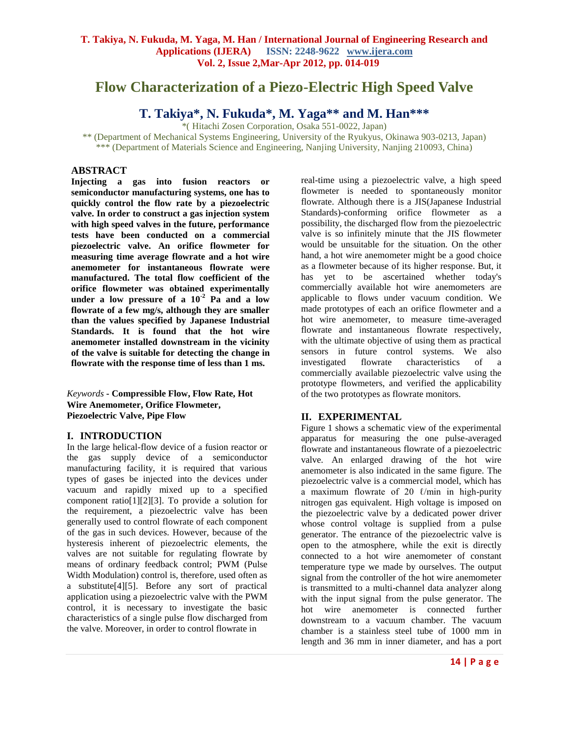# Flow Characterization of a Piezo-Electric High Speed Valve

## T. Takiya*, N. Fukuda*, M. Yaga** and M. Han***

*( Hitachi Zosen Corporation, Osaka 551-0022, Japan)

** (Department of Mechanical Systems Engineering, University of the Ryukyus, Okinawa 903-0213, Japan)

*** (Department of Materials Science and Engineering, Nanjing University, Nanjing 210093, China)

### ABSTRACT

**Injecting a gas into fusion reactors or semiconductor manufacturing systems, one has to quickly control the flow rate by a piezoelectric valve. In order to construct a gas injection system with high speed valves in the future, performance tests have been conducted on a commercial piezoelectric valve. An orifice flowmeter for measuring time average flowrate and a hot wire anemometer for instantaneous flowrate were manufactured. The total flow coefficient of the orifice flowmeter was obtained experimentally under a low pressure of a $10^{-2}$ Pa and a low flowrate of a few mg/s, although they are smaller than the values specified by Japanese Industrial Standards. It is found that the hot wire anemometer installed downstream in the vicinity of the valve is suitable for detecting the change in flowrate with the response time of less than 1 ms.**

*Keywords* - **Compressible Flow, Flow Rate, Hot Wire Anemometer, Orifice Flowmeter, Piezoelectric Valve, Pipe Flow**

## I. INTRODUCTION

In the large helical-flow device of a fusion reactor or the gas supply device of a semiconductor manufacturing facility, it is required that various types of gases be injected into the devices under vacuum and rapidly mixed up to a specified component ratio[1][2][3]. To provide a solution for the requirement, a piezoelectric valve has been generally used to control flowrate of each component of the gas in such devices. However, because of the hysteresis inherent of piezoelectric elements, the valves are not suitable for regulating flowrate by means of ordinary feedback control; PWM (Pulse Width Modulation) control is, therefore, used often as a substitute[4][5]. Before any sort of practical application using a piezoelectric valve with the PWM control, it is necessary to investigate the basic characteristics of a single pulse flow discharged from the valve. Moreover, in order to control flowrate in real-time using a piezoelectric valve, a high speed flowmeter is needed to spontaneously monitor flowrate. Although there is a JIS(Japanese Industrial Standards)-conforming orifice flowmeter as a possibility, the discharged flow from the piezoelectric valve is so infinitely minute that the JIS flowmeter would be unsuitable for the situation. On the other hand, a hot wire anemometer might be a good choice as a flowmeter because of its higher response. But, it has yet to be ascertained whether today's commercially available hot wire anemometers are applicable to flows under vacuum condition. We made prototypes of each an orifice flowmeter and a hot wire anemometer, to measure time-averaged flowrate and instantaneous flowrate respectively, with the ultimate objective of using them as practical sensors in future control systems. We also investigated flowrate characteristics of a commercially available piezoelectric valve using the prototype flowmeters, and verified the applicability of the two prototypes as flowrate monitors.

## II. EXPERIMENTAL

Figure 1 shows a schematic view of the experimental apparatus for measuring the one pulse-averaged flowrate and instantaneous flowrate of a piezoelectric valve. An enlarged drawing of the hot wire anemometer is also indicated in the same figure. The piezoelectric valve is a commercial model, which has a maximum flowrate of 20 ℓ/min in high-purity nitrogen gas equivalent. High voltage is imposed on the piezoelectric valve by a dedicated power driver whose control voltage is supplied from a pulse generator. The entrance of the piezoelectric valve is open to the atmosphere, while the exit is directly connected to a hot wire anemometer of constant temperature type we made by ourselves. The output signal from the controller of the hot wire anemometer is transmitted to a multi-channel data analyzer along with the input signal from the pulse generator. The hot wire anemometer is connected further downstream to a vacuum chamber. The vacuum chamber is a stainless steel tube of 1000 mm in length and 36 mm in inner diameter, and has a port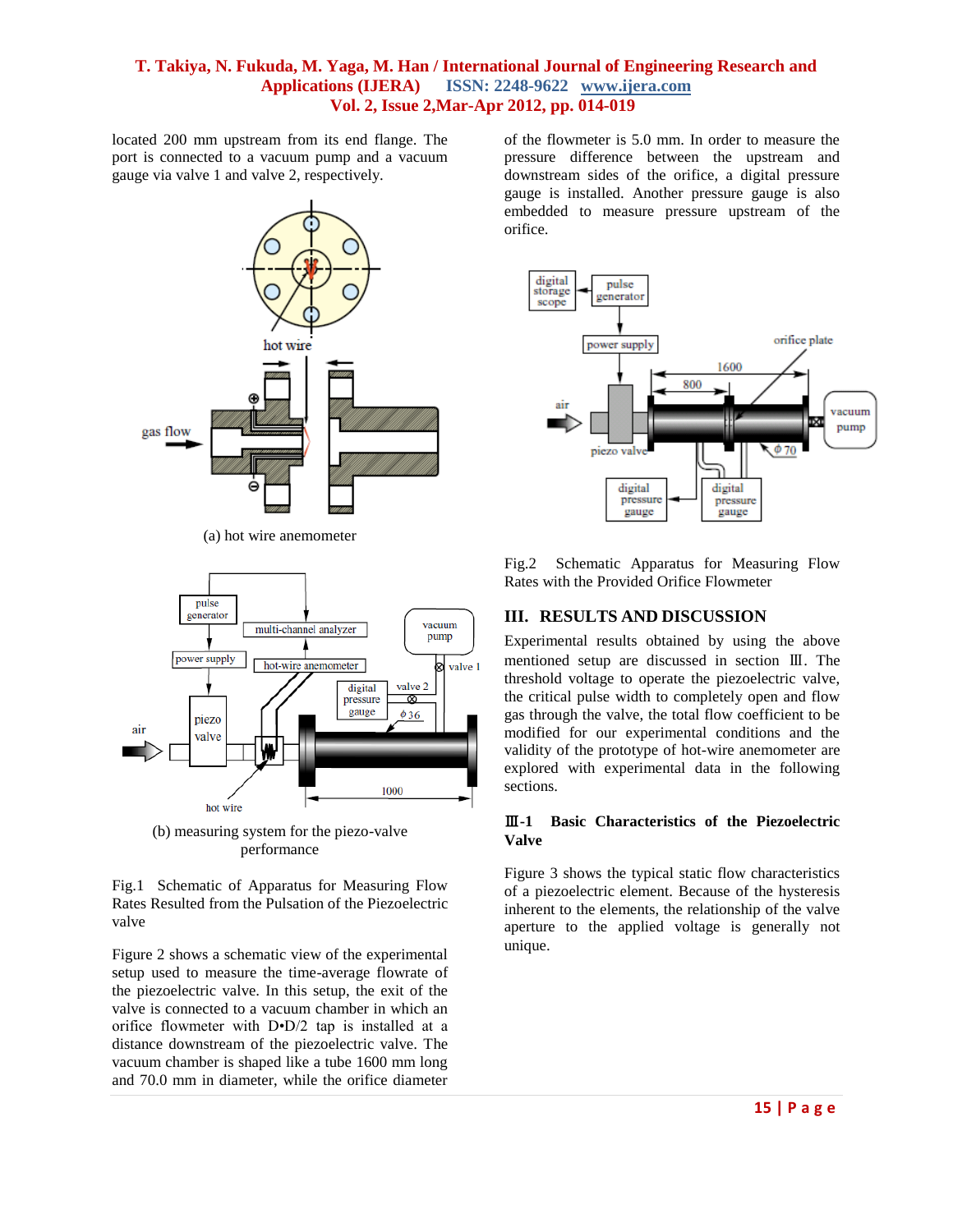located 200 mm upstream from its end flange. The port is connected to a vacuum pump and a vacuum gauge via valve 1 and valve 2, respectively.

(a) hot wire anemometer

(b) measuring system for the piezo-valve performance

Fig.1 Schematic of Apparatus for Measuring Flow Rates Resulted from the Pulsation of the Piezoelectric valve

Figure 2 shows a schematic view of the experimental setup used to measure the time-average flowrate of the piezoelectric valve. In this setup, the exit of the valve is connected to a vacuum chamber in which an orifice flowmeter with D•D/2 tap is installed at a distance downstream of the piezoelectric valve. The vacuum chamber is shaped like a tube 1600 mm long and 70.0 mm in diameter, while the orifice diameter of the flowmeter is 5.0 mm. In order to measure the pressure difference between the upstream and downstream sides of the orifice, a digital pressure gauge is installed. Another pressure gauge is also embedded to measure pressure upstream of the orifice.

Fig.2 Schematic Apparatus for Measuring Flow Rates with the Provided Orifice Flowmeter

## III. RESULTS AND DISCUSSION

Experimental results obtained by using the above mentioned setup are discussed in section Ⅲ. The threshold voltage to operate the piezoelectric valve, the critical pulse width to completely open and flow gas through the valve, the total flow coefficient to be modified for our experimental conditions and the validity of the prototype of hot-wire anemometer are explored with experimental data in the following sections.

### Ⅲ-1 Basic Characteristics of the Piezoelectric Valve

Figure 3 shows the typical static flow characteristics of a piezoelectric element. Because of the hysteresis inherent to the elements, the relationship of the valve aperture to the applied voltage is generally not unique.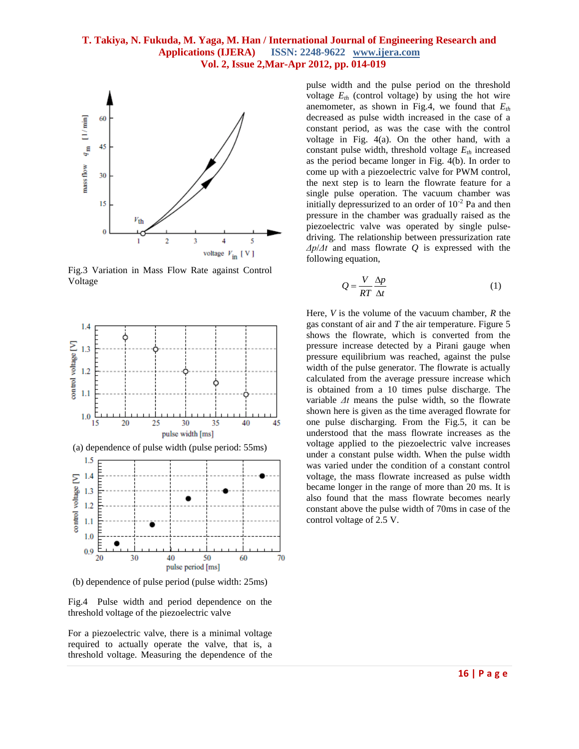Fig.3 Variation in Mass Flow Rate against Control Voltage

(a) dependence of pulse width (pulse period: 55ms)

(b) dependence of pulse period (pulse width: 25ms)

Fig.4 Pulse width and period dependence on the threshold voltage of the piezoelectric valve

For a piezoelectric valve, there is a minimal voltage required to actually operate the valve, that is, a threshold voltage. Measuring the dependence of the pulse width and the pulse period on the threshold voltage $E_{th}$ (control voltage) by using the hot wire anemometer, as shown in Fig.4, we found that $E_{th}$ decreased as pulse width increased in the case of a constant period, as was the case with the control voltage in Fig. 4(a). On the other hand, with a constant pulse width, threshold voltage $E_{th}$ increased as the period became longer in Fig. 4(b). In order to come up with a piezoelectric valve for PWM control, the next step is to learn the flowrate feature for a single pulse operation. The vacuum chamber was initially depressurized to an order of $10^{-2}$ Pa and then pressure in the chamber was gradually raised as the piezoelectric valve was operated by single pulse-driving. The relationship between pressurization rate $\Delta p/\Delta t$ and mass flowrate $Q$ is expressed with the following equation,

$$Q = \frac{V}{RT}\frac{\Delta p}{\Delta t} \tag{1}$$

Here, $V$ is the volume of the vacuum chamber, $R$ the gas constant of air and $T$ the air temperature. Figure 5 shows the flowrate, which is converted from the pressure increase detected by a Pirani gauge when pressure equilibrium was reached, against the pulse width of the pulse generator. The flowrate is actually calculated from the average pressure increase which is obtained from a 10 times pulse discharge. The variable $\Delta t$ means the pulse width, so the flowrate shown here is given as the time averaged flowrate for one pulse discharging. From the Fig.5, it can be understood that the mass flowrate increases as the voltage applied to the piezoelectric valve increases under a constant pulse width. When the pulse width was varied under the condition of a constant control voltage, the mass flowrate increased as pulse width became longer in the range of more than 20 ms. It is also found that the mass flowrate becomes nearly constant above the pulse width of 70ms in case of the control voltage of 2.5 V.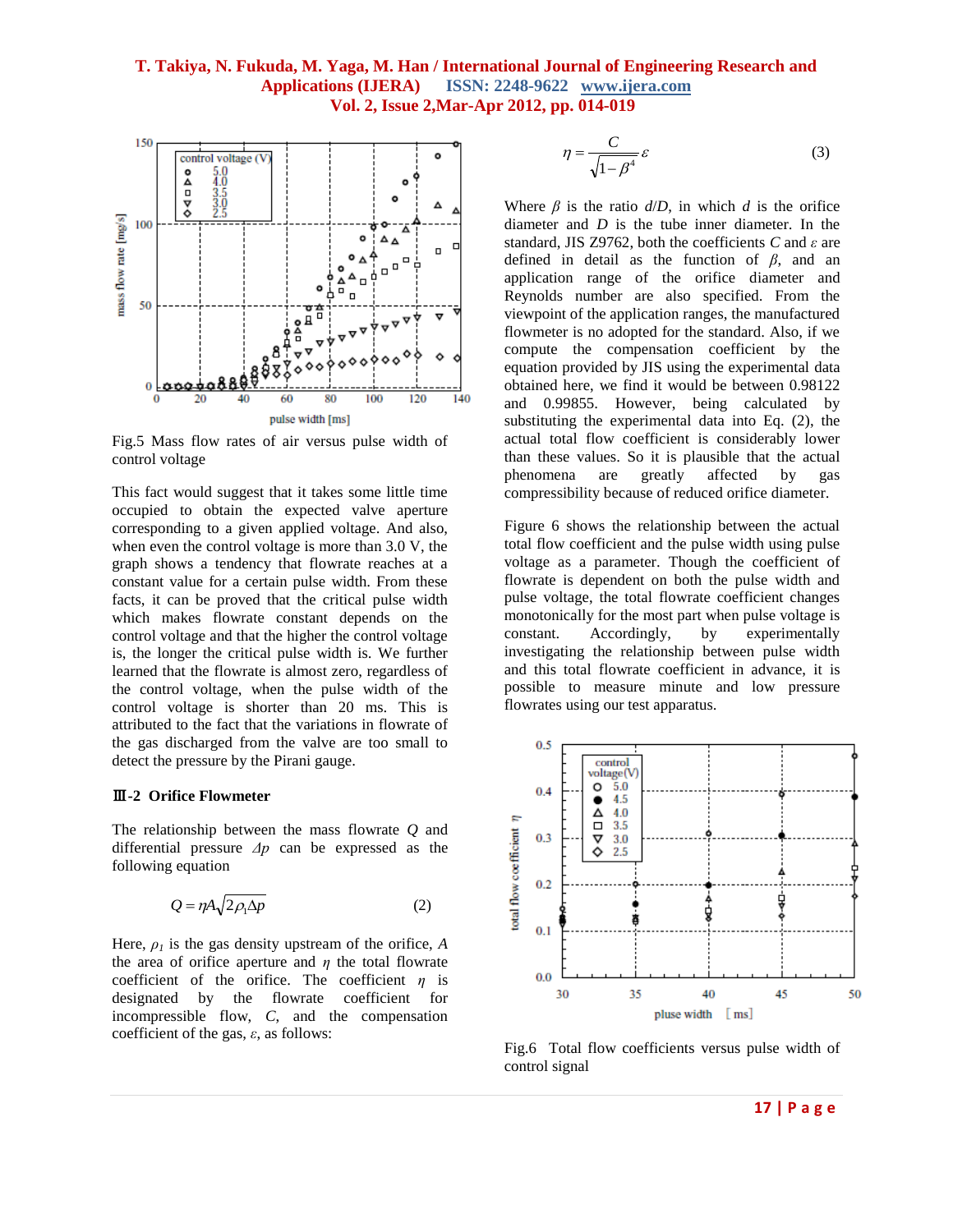Fig.5 Mass flow rates of air versus pulse width of control voltage

This fact would suggest that it takes some little time occupied to obtain the expected valve aperture corresponding to a given applied voltage. And also, when even the control voltage is more than 3.0 V, the graph shows a tendency that flowrate reaches at a constant value for a certain pulse width. From these facts, it can be proved that the critical pulse width which makes flowrate constant depends on the control voltage and that the higher the control voltage is, the longer the critical pulse width is. We further learned that the flowrate is almost zero, regardless of the control voltage, when the pulse width of the control voltage is shorter than 20 ms. This is attributed to the fact that the variations in flowrate of the gas discharged from the valve are too small to detect the pressure by the Pirani gauge.

### Ⅲ-2 Orifice Flowmeter

The relationship between the mass flowrate $Q$ and differential pressure $\Delta p$ can be expressed as the following equation

$$Q = \eta A \sqrt{2\rho_1 \Delta p} \qquad (2)$$

Here, $\rho_1$ is the gas density upstream of the orifice, $A$ the area of orifice aperture and $\eta$ the total flowrate coefficient of the orifice. The coefficient $\eta$ is designated by the flowrate coefficient for incompressible flow, $C$, and the compensation coefficient of the gas, $\varepsilon$, as follows:

$$\eta = \frac{C}{\sqrt{1-\beta^4}}\varepsilon \qquad (3)$$

Where $\beta$ is the ratio $d/D$, in which $d$ is the orifice diameter and $D$ is the tube inner diameter. In the standard, JIS Z9762, both the coefficients $C$ and $\varepsilon$ are defined in detail as the function of $\beta$, and an application range of the orifice diameter and Reynolds number are also specified. From the viewpoint of the application ranges, the manufactured flowmeter is no adopted for the standard. Also, if we compute the compensation coefficient by the equation provided by JIS using the experimental data obtained here, we find it would be between 0.98122 and 0.99855. However, being calculated by substituting the experimental data into Eq. (2), the actual total flow coefficient is considerably lower than these values. So it is plausible that the actual phenomena are greatly affected by gas compressibility because of reduced orifice diameter.

Figure 6 shows the relationship between the actual total flow coefficient and the pulse width using pulse voltage as a parameter. Though the coefficient of flowrate is dependent on both the pulse width and pulse voltage, the total flowrate coefficient changes monotonically for the most part when pulse voltage is constant. Accordingly, by experimentally investigating the relationship between pulse width and this total flowrate coefficient in advance, it is possible to measure minute and low pressure flowrates using our test apparatus.

Fig.6 Total flow coefficients versus pulse width of control signal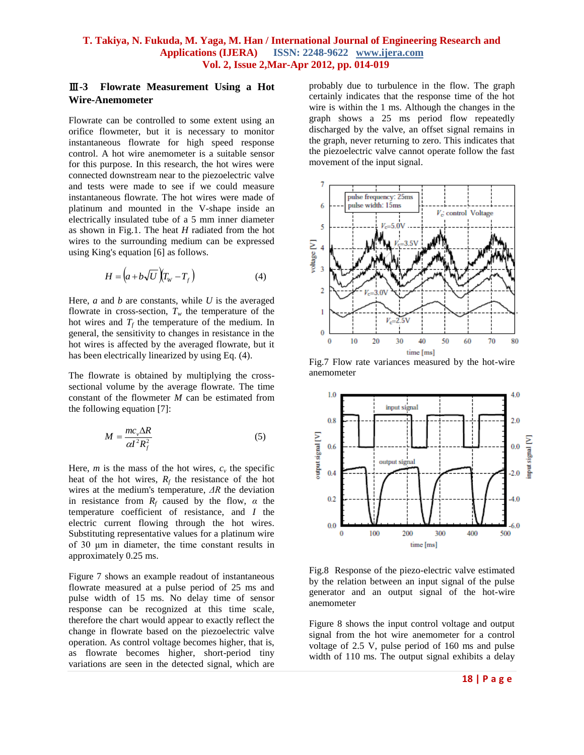### Ⅲ-3 Flowrate Measurement Using a Hot Wire-Anemometer

Flowrate can be controlled to some extent using an orifice flowmeter, but it is necessary to monitor instantaneous flowrate for high speed response control. A hot wire anemometer is a suitable sensor for this purpose. In this research, the hot wires were connected downstream near to the piezoelectric valve and tests were made to see if we could measure instantaneous flowrate. The hot wires were made of platinum and mounted in the V-shape inside an electrically insulated tube of a 5 mm inner diameter as shown in Fig.1. The heat $H$ radiated from the hot wires to the surrounding medium can be expressed using King's equation [6] as follows.

$$H = \left(a + b\sqrt{U}\right)\left(T_w - T_f\right) \qquad (4)$$

Here, $a$ and $b$ are constants, while $U$ is the averaged flowrate in cross-section, $T_w$ the temperature of the hot wires and $T_f$ the temperature of the medium. In general, the sensitivity to changes in resistance in the hot wires is affected by the averaged flowrate, but it has been electrically linearized by using Eq. (4).

The flowrate is obtained by multiplying the cross-sectional volume by the average flowrate. The time constant of the flowmeter $M$ can be estimated from the following equation [7]:

$$M = \frac{mc_v \Delta R}{\alpha I^2 R_f^2} \qquad (5)$$

Here, $m$ is the mass of the hot wires, $c_v$ the specific heat of the hot wires, $R_f$ the resistance of the hot wires at the medium's temperature, $\Delta R$ the deviation in resistance from $R_f$ caused by the flow, $\alpha$ the temperature coefficient of resistance, and $I$ the electric current flowing through the hot wires. Substituting representative values for a platinum wire of 30 μm in diameter, the time constant results in approximately 0.25 ms.

Figure 7 shows an example readout of instantaneous flowrate measured at a pulse period of 25 ms and pulse width of 15 ms. No delay time of sensor response can be recognized at this time scale, therefore the chart would appear to exactly reflect the change in flowrate based on the piezoelectric valve operation. As control voltage becomes higher, that is, as flowrate becomes higher, short-period tiny variations are seen in the detected signal, which are probably due to turbulence in the flow. The graph certainly indicates that the response time of the hot wire is within the 1 ms. Although the changes in the graph shows a 25 ms period flow repeatedly discharged by the valve, an offset signal remains in the graph, never returning to zero. This indicates that the piezoelectric valve cannot operate follow the fast movement of the input signal.

Fig.7 Flow rate variances measured by the hot-wire anemometer

Fig.8 Response of the piezo-electric valve estimated by the relation between an input signal of the pulse generator and an output signal of the hot-wire anemometer

Figure 8 shows the input control voltage and output signal from the hot wire anemometer for a control voltage of 2.5 V, pulse period of 160 ms and pulse width of 110 ms. The output signal exhibits a delay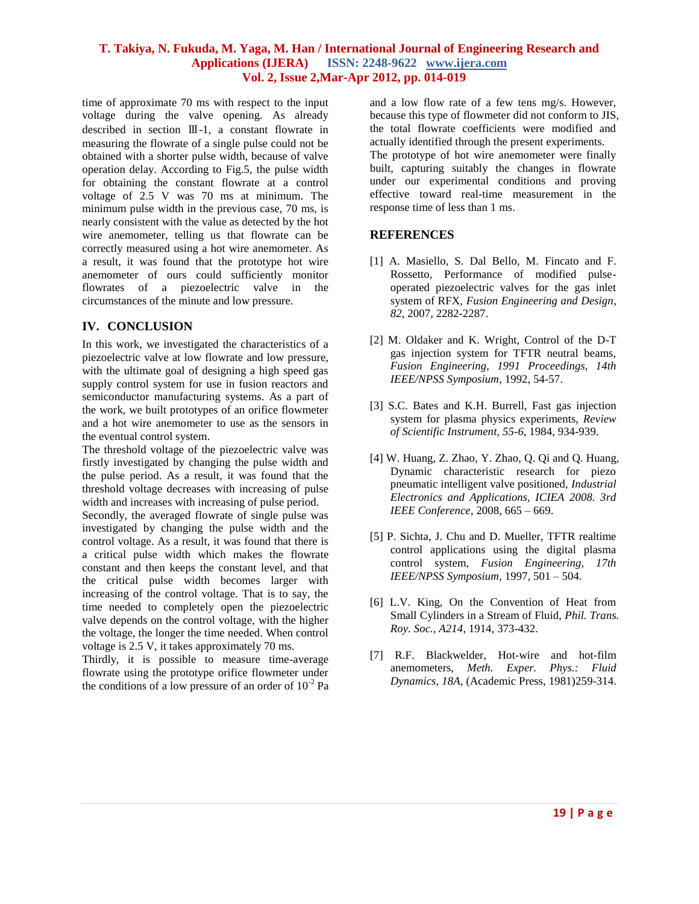time of approximate 70 ms with respect to the input voltage during the valve opening. As already described in section Ⅲ-1, a constant flowrate in measuring the flowrate of a single pulse could not be obtained with a shorter pulse width, because of valve operation delay. According to Fig.5, the pulse width for obtaining the constant flowrate at a control voltage of 2.5 V was 70 ms at minimum. The minimum pulse width in the previous case, 70 ms, is nearly consistent with the value as detected by the hot wire anemometer, telling us that flowrate can be correctly measured using a hot wire anemometer. As a result, it was found that the prototype hot wire anemometer of ours could sufficiently monitor flowrates of a piezoelectric valve in the circumstances of the minute and low pressure.

## IV. CONCLUSION

In this work, we investigated the characteristics of a piezoelectric valve at low flowrate and low pressure, with the ultimate goal of designing a high speed gas supply control system for use in fusion reactors and semiconductor manufacturing systems. As a part of the work, we built prototypes of an orifice flowmeter and a hot wire anemometer to use as the sensors in the eventual control system.

The threshold voltage of the piezoelectric valve was firstly investigated by changing the pulse width and the pulse period. As a result, it was found that the threshold voltage decreases with increasing of pulse width and increases with increasing of pulse period.

Secondly, the averaged flowrate of single pulse was investigated by changing the pulse width and the control voltage. As a result, it was found that there is a critical pulse width which makes the flowrate constant and then keeps the constant level, and that the critical pulse width becomes larger with increasing of the control voltage. That is to say, the time needed to completely open the piezoelectric valve depends on the control voltage, with the higher the voltage, the longer the time needed. When control voltage is 2.5 V, it takes approximately 70 ms.

Thirdly, it is possible to measure time-average flowrate using the prototype orifice flowmeter under the conditions of a low pressure of an order of $10^{-2}$ Pa and a low flow rate of a few tens mg/s. However, because this type of flowmeter did not conform to JIS, the total flowrate coefficients were modified and actually identified through the present experiments.

The prototype of hot wire anemometer were finally built, capturing suitably the changes in flowrate under our experimental conditions and proving effective toward real-time measurement in the response time of less than 1 ms.

## REFERENCES

[1] A. Masiello, S. Dal Bello, M. Fincato and F. Rossetto, Performance of modified pulse-operated piezoelectric valves for the gas inlet system of RFX, *Fusion Engineering and Design*, *82*, 2007, 2282-2287.

[2] M. Oldaker and K. Wright, Control of the D-T gas injection system for TFTR neutral beams, *Fusion Engineering, 1991 Proceedings, 14th IEEE/NPSS Symposium*, 1992, 54-57.

[3] S.C. Bates and K.H. Burrell, Fast gas injection system for plasma physics experiments, *Review of Scientific Instrument, 55-6*, 1984, 934-939.

[4] W. Huang, Z. Zhao, Y. Zhao, Q. Qi and Q. Huang, Dynamic characteristic research for piezo pneumatic intelligent valve positioned, *Industrial Electronics and Applications, ICIEA 2008. 3rd IEEE Conference*, 2008, 665 – 669.

[5] P. Sichta, J. Chu and D. Mueller, TFTR realtime control applications using the digital plasma control system, *Fusion Engineering, 17th IEEE/NPSS Symposium*, 1997, 501 – 504.

[6] L.V. King, On the Convention of Heat from Small Cylinders in a Stream of Fluid, *Phil. Trans. Roy. Soc., A214*, 1914, 373-432.

[7] R.F. Blackwelder, Hot-wire and hot-film anemometers, *Meth. Exper. Phys.: Fluid Dynamics, 18A*, (Academic Press, 1981)259-314.